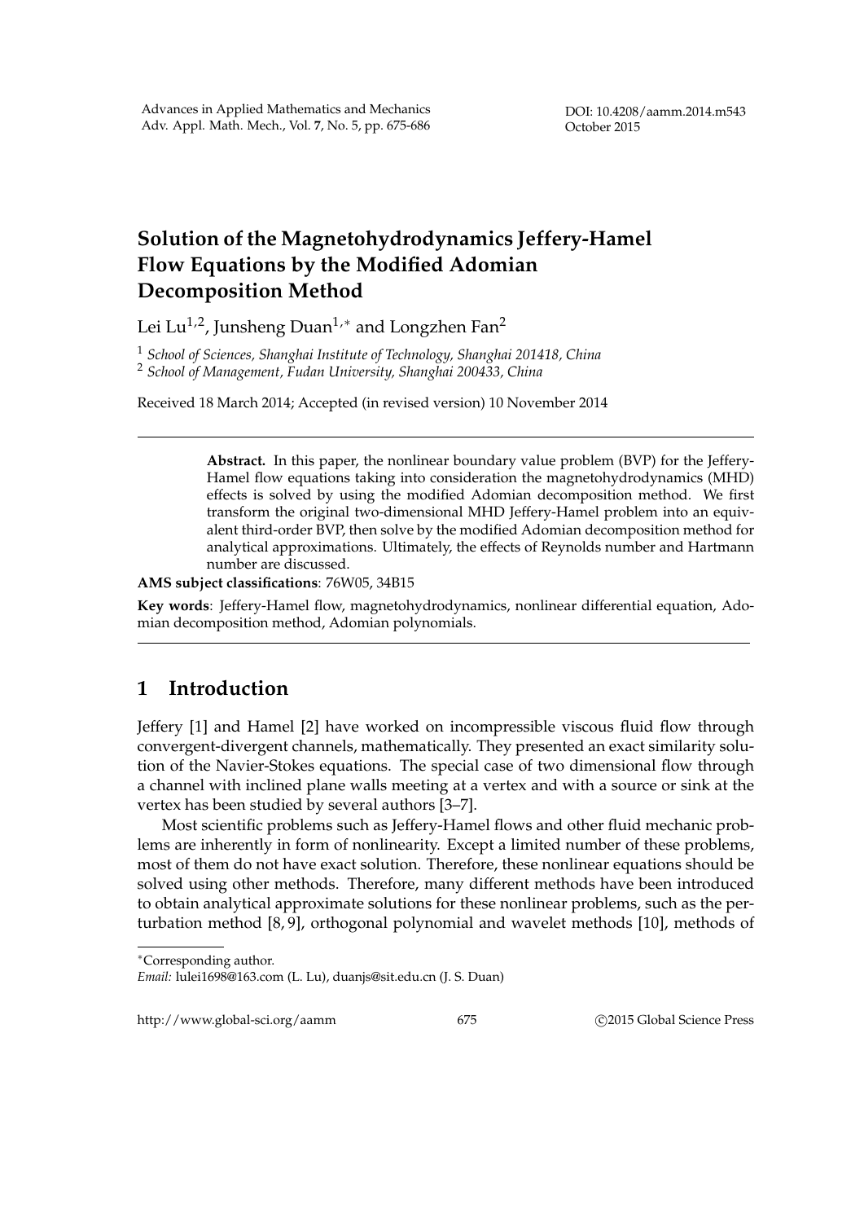# Solution of the Magnetohydrodynamics Jeffery-Hamel Flow Equations by the Modified Adomian Decomposition Method

Lei Lu[1,2], Junsheng Duan[1,*] and Longzhen Fan[2]

[1] *School of Sciences, Shanghai Institute of Technology, Shanghai 201418, China*
[2] *School of Management, Fudan University, Shanghai 200433, China*

Received 18 March 2014; Accepted (in revised version) 10 November 2014

---

**Abstract.** In this paper, the nonlinear boundary value problem (BVP) for the Jeffery-Hamel flow equations taking into consideration the magnetohydrodynamics (MHD) effects is solved by using the modified Adomian decomposition method. We first transform the original two-dimensional MHD Jeffery-Hamel problem into an equivalent third-order BVP, then solve by the modified Adomian decomposition method for analytical approximations. Ultimately, the effects of Reynolds number and Hartmann number are discussed.

**AMS subject classifications**: 76W05, 34B15

**Key words**: Jeffery-Hamel flow, magnetohydrodynamics, nonlinear differential equation, Adomian decomposition method, Adomian polynomials.

---

## 1 Introduction

Jeffery [1] and Hamel [2] have worked on incompressible viscous fluid flow through convergent-divergent channels, mathematically. They presented an exact similarity solution of the Navier-Stokes equations. The special case of two dimensional flow through a channel with inclined plane walls meeting at a vertex and with a source or sink at the vertex has been studied by several authors [3–7].

Most scientific problems such as Jeffery-Hamel flows and other fluid mechanic problems are inherently in form of nonlinearity. Except a limited number of these problems, most of them do not have exact solution. Therefore, these nonlinear equations should be solved using other methods. Therefore, many different methods have been introduced to obtain analytical approximate solutions for these nonlinear problems, such as the perturbation method [8, 9], orthogonal polynomial and wavelet methods [10], methods of

---

*Corresponding author.
*Email:* lulei1698@163.com (L. Lu), duanjs@sit.edu.cn (J. S. Duan)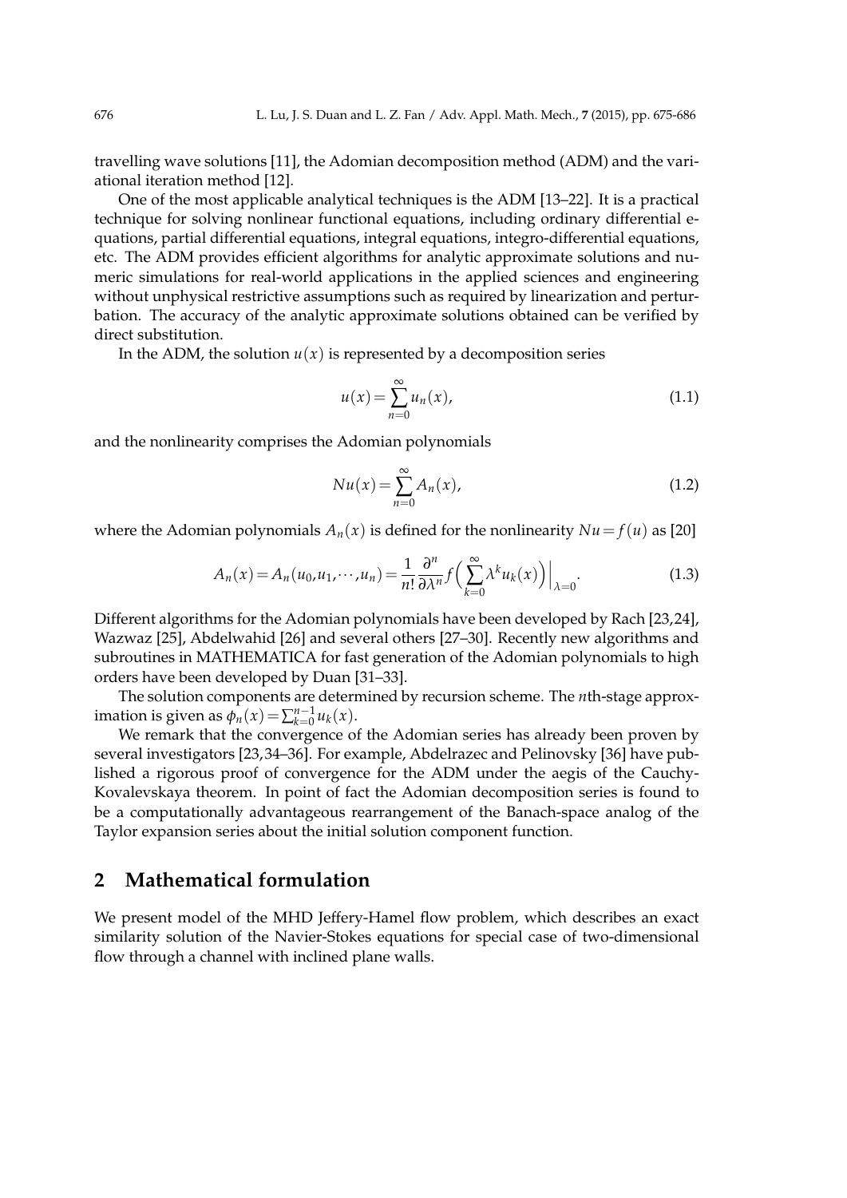travelling wave solutions [11], the Adomian decomposition method (ADM) and the variational iteration method [12].

One of the most applicable analytical techniques is the ADM [13–22]. It is a practical technique for solving nonlinear functional equations, including ordinary differential equations, partial differential equations, integral equations, integro-differential equations, etc. The ADM provides efficient algorithms for analytic approximate solutions and numeric simulations for real-world applications in the applied sciences and engineering without unphysical restrictive assumptions such as required by linearization and perturbation. The accuracy of the analytic approximate solutions obtained can be verified by direct substitution.

In the ADM, the solution $u(x)$ is represented by a decomposition series

$$u(x)=\sum_{n=0}^{\infty}u_n(x), \tag{1.1}$$

and the nonlinearity comprises the Adomian polynomials

$$Nu(x)=\sum_{n=0}^{\infty}A_n(x), \tag{1.2}$$

where the Adomian polynomials $A_n(x)$ is defined for the nonlinearity $Nu=f(u)$ as [20]

$$A_n(x)=A_n(u_0,u_1,\cdots,u_n)=\frac{1}{n!}\frac{\partial^n}{\partial\lambda^n}f\Big(\sum_{k=0}^{\infty}\lambda^k u_k(x)\Big)\Big|_{\lambda=0}. \tag{1.3}$$

Different algorithms for the Adomian polynomials have been developed by Rach [23,24], Wazwaz [25], Abdelwahid [26] and several others [27–30]. Recently new algorithms and subroutines in MATHEMATICA for fast generation of the Adomian polynomials to high orders have been developed by Duan [31–33].

The solution components are determined by recursion scheme. The $n$th-stage approximation is given as $\phi_n(x)=\sum_{k=0}^{n-1}u_k(x)$.

We remark that the convergence of the Adomian series has already been proven by several investigators [23,34–36]. For example, Abdelrazec and Pelinovsky [36] have published a rigorous proof of convergence for the ADM under the aegis of the Cauchy-Kovalevskaya theorem. In point of fact the Adomian decomposition series is found to be a computationally advantageous rearrangement of the Banach-space analog of the Taylor expansion series about the initial solution component function.

## 2 Mathematical formulation

We present model of the MHD Jeffery-Hamel flow problem, which describes an exact similarity solution of the Navier-Stokes equations for special case of two-dimensional flow through a channel with inclined plane walls.